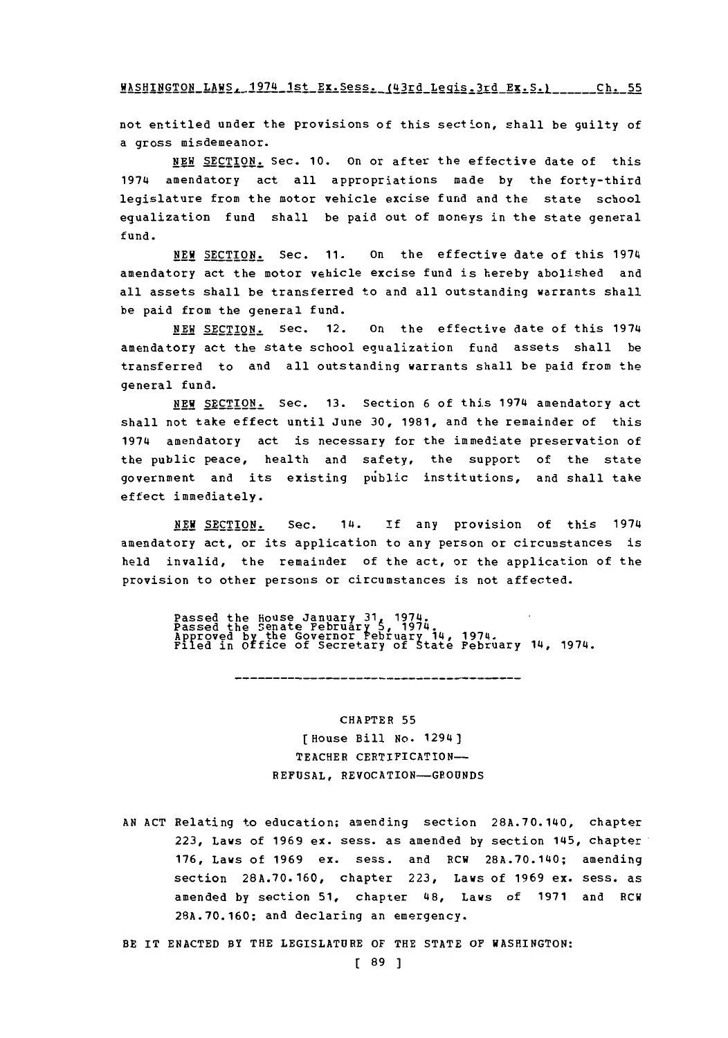not entitled under the provisions of this section, shall be guilty of a gross misdemeanor.

NEW SECTION. Sec. 10. On or after the effective date of this 1974 amendatory act all appropriations made by the forty-third legislature from the motor vehicle excise fund and the state school equalization fund shall be paid out of moneys in the state general fund.

NEW SECTION. Sec. 11. On the effective date of this 1974 amendatory act the motor vehicle excise fund is hereby abolished and all assets shall be transferred to and all outstanding warrants shall be paid from the general fund.

NEW SECTION. Sec. 12. On the effective date of this 1974 amendatory act the state school equalization fund assets shall be transferred to and all outstanding warrants shall be paid from the general fund.

NEW SECTION. Sec. 13. Section 6 of this 1974 amendatory act shall not take effect until June 30, 1981, and the remainder of this 1974 amendatory act is necessary for the immediate preservation of the public peace, health and safety, the support of the state government and its existing public institutions, and shall take effect immediately.

NEW SECTION. Sec. 14. If any provision of this 1974 amendatory act, or its application to any person or circumstances is held invalid, the remainder of the act, or the application of the provision to other persons or circumstances is not affected.

Passed the House January 31, 1974.
Passed the Senate February 5, 1974.
Approved by the Governor February 14, 1974.
Filed in Office of Secretary of State February 14, 1974.

---

CHAPTER 55

[House Bill No. 1294]

TEACHER CERTIFICATION--
REFUSAL, REVOCATION--GROUNDS

AN ACT Relating to education; amending section 28A.70.140, chapter 223, Laws of 1969 ex. sess. as amended by section 145, chapter 176, Laws of 1969 ex. sess. and RCW 28A.70.140; amending section 28A.70.160, chapter 223, Laws of 1969 ex. sess. as amended by section 51, chapter 48, Laws of 1971 and RCW 28A.70.160; and declaring an emergency.

BE IT ENACTED BY THE LEGISLATURE OF THE STATE OF WASHINGTON: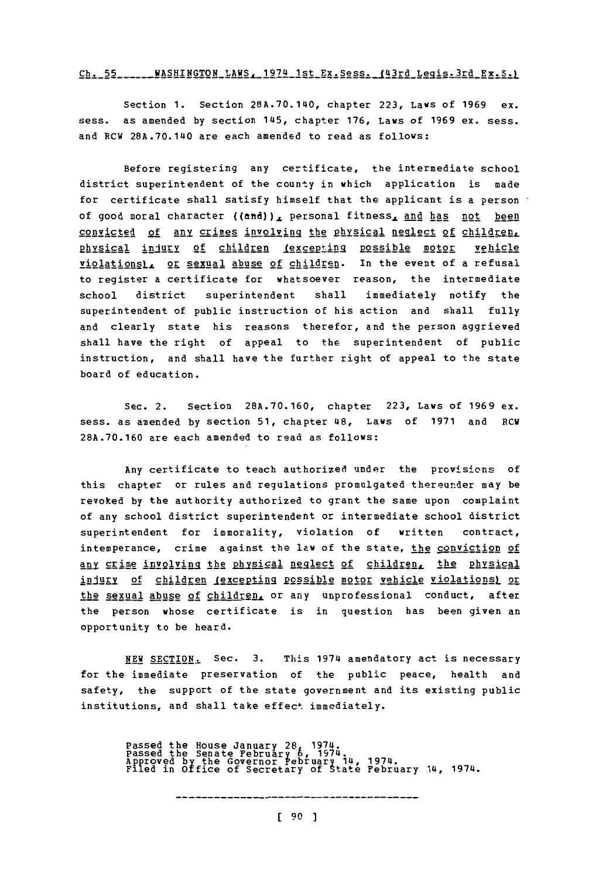Section 1. Section 28A.70.140, chapter 223, Laws of 1969 ex. sess. as amended by section 145, chapter 176, Laws of 1969 ex. sess. and RCW 28A.70.140 are each amended to read as follows:

Before registering any certificate, the intermediate school district superintendent of the county in which application is made for certificate shall satisfy himself that the applicant is a person of good moral character ((and)), personal fitness, and has not been convicted of any crimes involving the physical neglect of children, physical injury of children (excepting possible motor vehicle violations), or sexual abuse of children. In the event of a refusal to register a certificate for whatsoever reason, the intermediate school district superintendent shall immediately notify the superintendent of public instruction of his action and shall fully and clearly state his reasons therefor, and the person aggrieved shall have the right of appeal to the superintendent of public instruction, and shall have the further right of appeal to the state board of education.

Sec. 2. Section 28A.70.160, chapter 223, Laws of 1969 ex. sess. as amended by section 51, chapter 48, Laws of 1971 and RCW 28A.70.160 are each amended to read as follows:

Any certificate to teach authorized under the provisions of this chapter or rules and regulations promulgated thereunder may be revoked by the authority authorized to grant the same upon complaint of any school district superintendent or intermediate school district superintendent for immorality, violation of written contract, intemperance, crime against the law of the state, the conviction of any crime involving the physical neglect of children, the physical injury of children (excepting possible motor vehicle violations) or the sexual abuse of children, or any unprofessional conduct, after the person whose certificate is in question has been given an opportunity to be heard.

NEW SECTION. Sec. 3. This 1974 amendatory act is necessary for the immediate preservation of the public peace, health and safety, the support of the state government and its existing public institutions, and shall take effect immediately.

Passed the House January 28, 1974.
Passed the Senate February 6, 1974.
Approved by the Governor February 14, 1974.
Filed in Office of Secretary of State February 14, 1974.